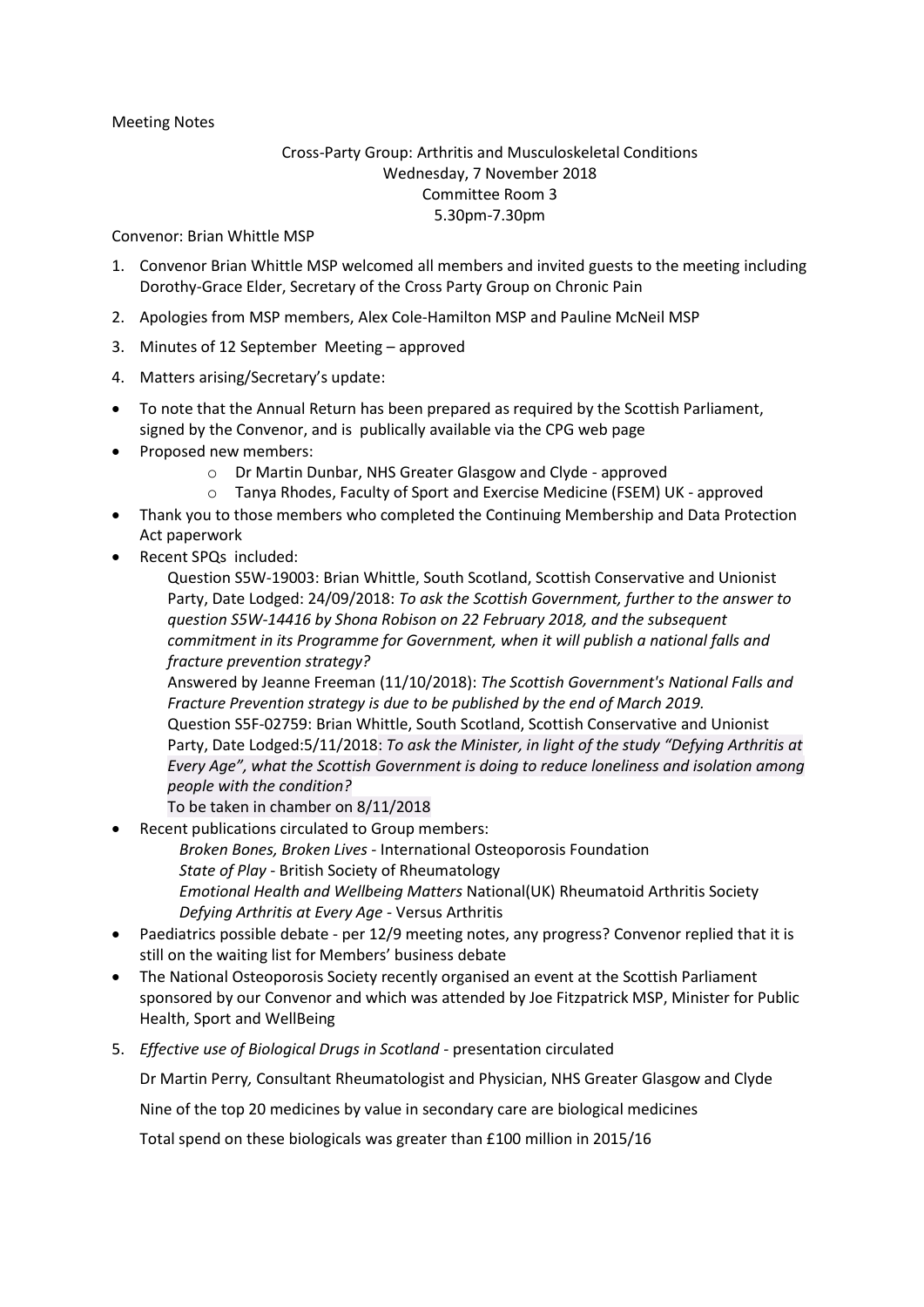Meeting Notes

Cross-Party Group: Arthritis and Musculoskeletal Conditions
Wednesday, 7 November 2018
Committee Room 3
5.30pm-7.30pm

Convenor: Brian Whittle MSP

1. Convenor Brian Whittle MSP welcomed all members and invited guests to the meeting including Dorothy-Grace Elder, Secretary of the Cross Party Group on Chronic Pain
2. Apologies from MSP members, Alex Cole-Hamilton MSP and Pauline McNeil MSP
3. Minutes of 12 September Meeting – approved
4. Matters arising/Secretary's update:

- To note that the Annual Return has been prepared as required by the Scottish Parliament, signed by the Convenor, and is publically available via the CPG web page
- Proposed new members:
    - Dr Martin Dunbar, NHS Greater Glasgow and Clyde - approved
    - Tanya Rhodes, Faculty of Sport and Exercise Medicine (FSEM) UK - approved
- Thank you to those members who completed the Continuing Membership and Data Protection Act paperwork
- Recent SPQs included:

  Question S5W-19003: Brian Whittle, South Scotland, Scottish Conservative and Unionist Party, Date Lodged: 24/09/2018: *To ask the Scottish Government, further to the answer to question S5W-14416 by Shona Robison on 22 February 2018, and the subsequent commitment in its Programme for Government, when it will publish a national falls and fracture prevention strategy?*

  Answered by Jeanne Freeman (11/10/2018): *The Scottish Government's National Falls and Fracture Prevention strategy is due to be published by the end of March 2019.*

  Question S5F-02759: Brian Whittle, South Scotland, Scottish Conservative and Unionist Party, Date Lodged:5/11/2018: *To ask the Minister, in light of the study "Defying Arthritis at Every Age", what the Scottish Government is doing to reduce loneliness and isolation among people with the condition?*

  To be taken in chamber on 8/11/2018
- Recent publications circulated to Group members:

  *Broken Bones, Broken Lives* - International Osteoporosis Foundation
  *State of Play* - British Society of Rheumatology
  *Emotional Health and Wellbeing Matters* National(UK) Rheumatoid Arthritis Society
  *Defying Arthritis at Every Age* - Versus Arthritis
- Paediatrics possible debate - per 12/9 meeting notes, any progress? Convenor replied that it is still on the waiting list for Members' business debate
- The National Osteoporosis Society recently organised an event at the Scottish Parliament sponsored by our Convenor and which was attended by Joe Fitzpatrick MSP, Minister for Public Health, Sport and WellBeing

5. *Effective use of Biological Drugs in Scotland* - presentation circulated

   Dr Martin Perry, Consultant Rheumatologist and Physician, NHS Greater Glasgow and Clyde

   Nine of the top 20 medicines by value in secondary care are biological medicines

   Total spend on these biologicals was greater than £100 million in 2015/16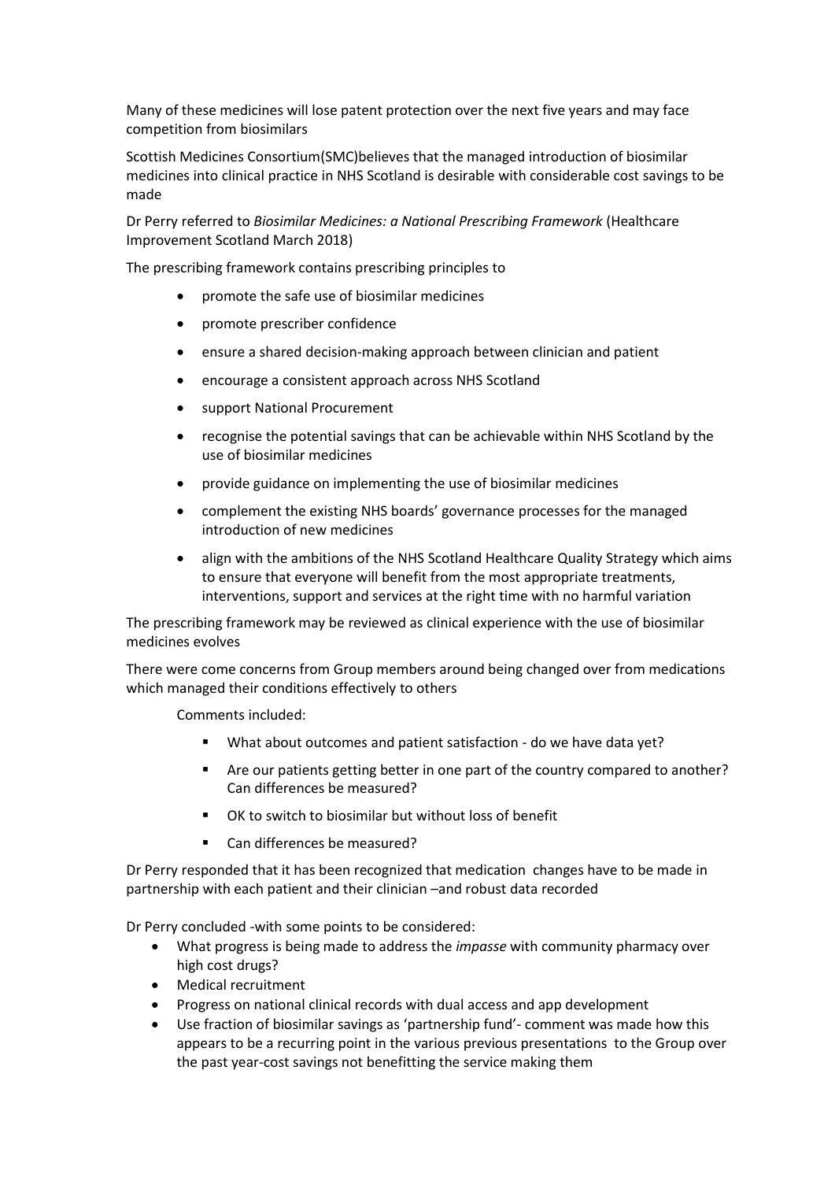Many of these medicines will lose patent protection over the next five years and may face competition from biosimilars

Scottish Medicines Consortium(SMC)believes that the managed introduction of biosimilar medicines into clinical practice in NHS Scotland is desirable with considerable cost savings to be made

Dr Perry referred to *Biosimilar Medicines: a National Prescribing Framework* (Healthcare Improvement Scotland March 2018)

The prescribing framework contains prescribing principles to

- promote the safe use of biosimilar medicines
- promote prescriber confidence
- ensure a shared decision-making approach between clinician and patient
- encourage a consistent approach across NHS Scotland
- support National Procurement
- recognise the potential savings that can be achievable within NHS Scotland by the use of biosimilar medicines
- provide guidance on implementing the use of biosimilar medicines
- complement the existing NHS boards' governance processes for the managed introduction of new medicines
- align with the ambitions of the NHS Scotland Healthcare Quality Strategy which aims to ensure that everyone will benefit from the most appropriate treatments, interventions, support and services at the right time with no harmful variation

The prescribing framework may be reviewed as clinical experience with the use of biosimilar medicines evolves

There were come concerns from Group members around being changed over from medications which managed their conditions effectively to others

Comments included:

- What about outcomes and patient satisfaction - do we have data yet?
- Are our patients getting better in one part of the country compared to another? Can differences be measured?
- OK to switch to biosimilar but without loss of benefit
- Can differences be measured?

Dr Perry responded that it has been recognized that medication changes have to be made in partnership with each patient and their clinician –and robust data recorded

Dr Perry concluded -with some points to be considered:

- What progress is being made to address the *impasse* with community pharmacy over high cost drugs?
- Medical recruitment
- Progress on national clinical records with dual access and app development
- Use fraction of biosimilar savings as 'partnership fund'- comment was made how this appears to be a recurring point in the various previous presentations to the Group over the past year-cost savings not benefitting the service making them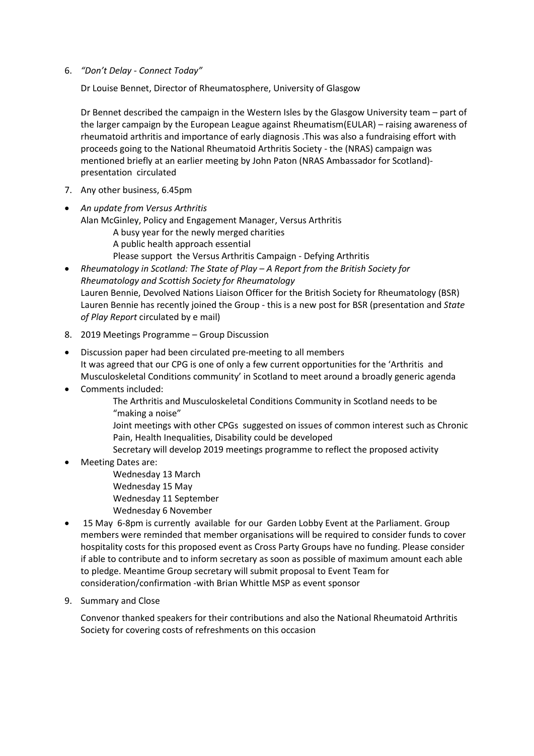6. *"Don't Delay - Connect Today"*

   Dr Louise Bennet, Director of Rheumatosphere, University of Glasgow

   Dr Bennet described the campaign in the Western Isles by the Glasgow University team – part of the larger campaign by the European League against Rheumatism(EULAR) – raising awareness of rheumatoid arthritis and importance of early diagnosis .This was also a fundraising effort with proceeds going to the National Rheumatoid Arthritis Society - the (NRAS) campaign was mentioned briefly at an earlier meeting by John Paton (NRAS Ambassador for Scotland)- presentation circulated

7. Any other business, 6.45pm

- *An update from Versus Arthritis*
  Alan McGinley, Policy and Engagement Manager, Versus Arthritis
  A busy year for the newly merged charities
  A public health approach essential
  Please support the Versus Arthritis Campaign - Defying Arthritis
- *Rheumatology in Scotland: The State of Play – A Report from the British Society for Rheumatology and Scottish Society for Rheumatology*
  Lauren Bennie, Devolved Nations Liaison Officer for the British Society for Rheumatology (BSR)
  Lauren Bennie has recently joined the Group - this is a new post for BSR (presentation and *State of Play Report* circulated by e mail)

8. 2019 Meetings Programme – Group Discussion

- Discussion paper had been circulated pre-meeting to all members
  It was agreed that our CPG is one of only a few current opportunities for the 'Arthritis and Musculoskeletal Conditions community' in Scotland to meet around a broadly generic agenda
- Comments included:
  The Arthritis and Musculoskeletal Conditions Community in Scotland needs to be "making a noise"
  Joint meetings with other CPGs suggested on issues of common interest such as Chronic Pain, Health Inequalities, Disability could be developed
  Secretary will develop 2019 meetings programme to reflect the proposed activity
- Meeting Dates are:
  Wednesday 13 March
  Wednesday 15 May
  Wednesday 11 September
  Wednesday 6 November
- 15 May 6-8pm is currently available for our Garden Lobby Event at the Parliament. Group members were reminded that member organisations will be required to consider funds to cover hospitality costs for this proposed event as Cross Party Groups have no funding. Please consider if able to contribute and to inform secretary as soon as possible of maximum amount each able to pledge. Meantime Group secretary will submit proposal to Event Team for consideration/confirmation -with Brian Whittle MSP as event sponsor

9. Summary and Close

   Convenor thanked speakers for their contributions and also the National Rheumatoid Arthritis Society for covering costs of refreshments on this occasion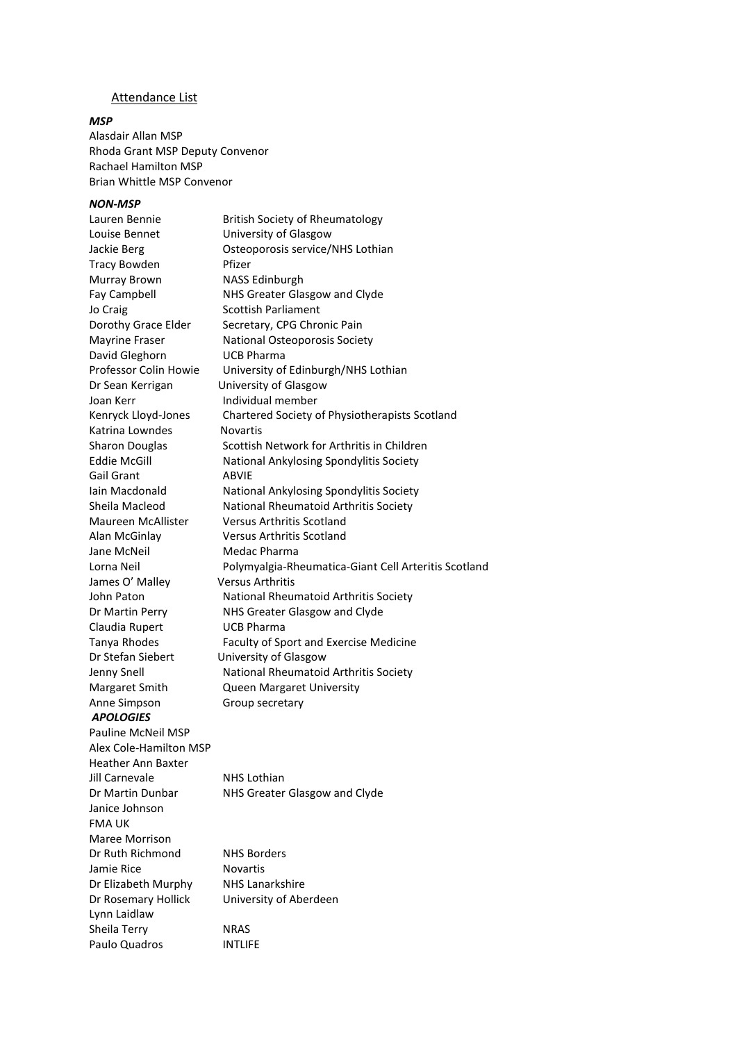## Attendance List

***MSP***

Alasdair Allan MSP
Rhoda Grant MSP Deputy Convenor
Rachael Hamilton MSP
Brian Whittle MSP Convenor

***NON-MSP***

| | |
|---|---|
| Lauren Bennie | British Society of Rheumatology |
| Louise Bennet | University of Glasgow |
| Jackie Berg | Osteoporosis service/NHS Lothian |
| Tracy Bowden | Pfizer |
| Murray Brown | NASS Edinburgh |
| Fay Campbell | NHS Greater Glasgow and Clyde |
| Jo Craig | Scottish Parliament |
| Dorothy Grace Elder | Secretary, CPG Chronic Pain |
| Mayrine Fraser | National Osteoporosis Society |
| David Gleghorn | UCB Pharma |
| Professor Colin Howie | University of Edinburgh/NHS Lothian |
| Dr Sean Kerrigan | University of Glasgow |
| Joan Kerr | Individual member |
| Kenryck Lloyd-Jones | Chartered Society of Physiotherapists Scotland |
| Katrina Lowndes | Novartis |
| Sharon Douglas | Scottish Network for Arthritis in Children |
| Eddie McGill | National Ankylosing Spondylitis Society |
| Gail Grant | ABVIE |
| Iain Macdonald | National Ankylosing Spondylitis Society |
| Sheila Macleod | National Rheumatoid Arthritis Society |
| Maureen McAllister | Versus Arthritis Scotland |
| Alan McGinlay | Versus Arthritis Scotland |
| Jane McNeil | Medac Pharma |
| Lorna Neil | Polymyalgia-Rheumatica-Giant Cell Arteritis Scotland |
| James O' Malley | Versus Arthritis |
| John Paton | National Rheumatoid Arthritis Society |
| Dr Martin Perry | NHS Greater Glasgow and Clyde |
| Claudia Rupert | UCB Pharma |
| Tanya Rhodes | Faculty of Sport and Exercise Medicine |
| Dr Stefan Siebert | University of Glasgow |
| Jenny Snell | National Rheumatoid Arthritis Society |
| Margaret Smith | Queen Margaret University |
| Anne Simpson | Group secretary |

***APOLOGIES***

| | |
|---|---|
| Pauline McNeil MSP | |
| Alex Cole-Hamilton MSP | |
| Heather Ann Baxter | |
| Jill Carnevale | NHS Lothian |
| Dr Martin Dunbar | NHS Greater Glasgow and Clyde |
| Janice Johnson | |
| FMA UK | |
| Maree Morrison | |
| Dr Ruth Richmond | NHS Borders |
| Jamie Rice | Novartis |
| Dr Elizabeth Murphy | NHS Lanarkshire |
| Dr Rosemary Hollick | University of Aberdeen |
| Lynn Laidlaw | |
| Sheila Terry | NRAS |
| Paulo Quadros | INTLIFE |